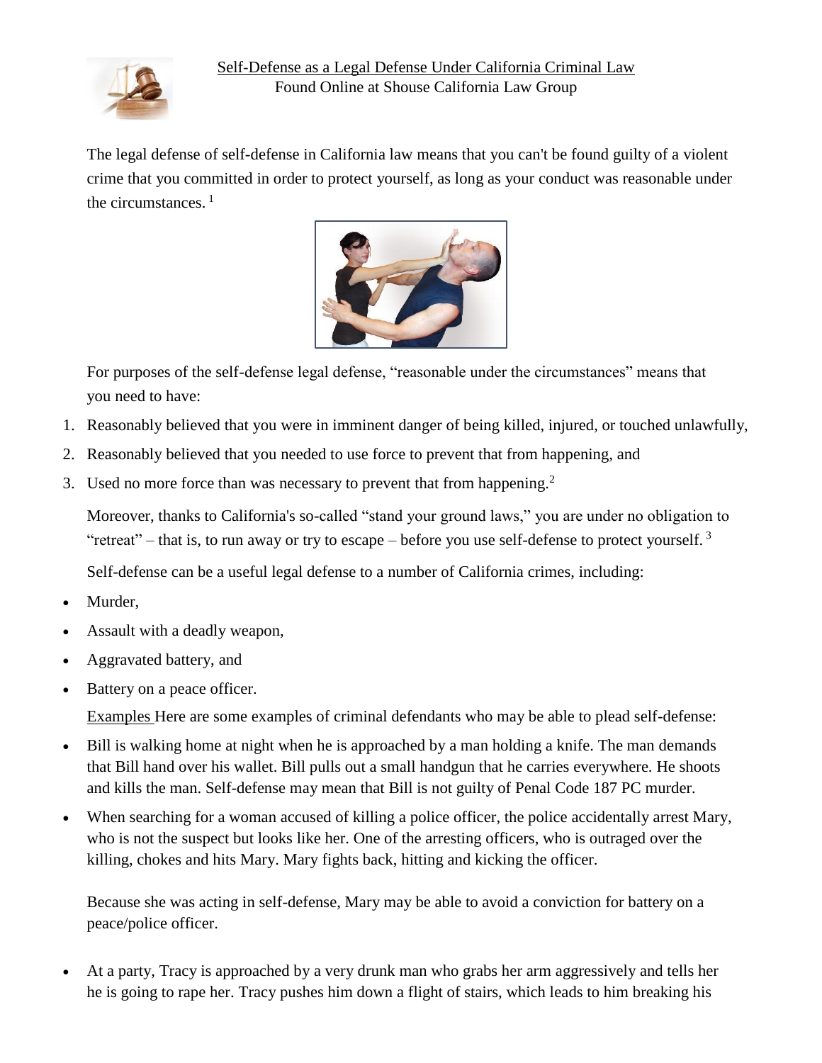Self-Defense as a Legal Defense Under California Criminal Law

Found Online at Shouse California Law Group

The legal defense of self-defense in California law means that you can't be found guilty of a violent crime that you committed in order to protect yourself, as long as your conduct was reasonable under the circumstances. [1]

For purposes of the self-defense legal defense, "reasonable under the circumstances" means that you need to have:

1. Reasonably believed that you were in imminent danger of being killed, injured, or touched unlawfully,
2. Reasonably believed that you needed to use force to prevent that from happening, and
3. Used no more force than was necessary to prevent that from happening.[2]

Moreover, thanks to California's so-called "stand your ground laws," you are under no obligation to "retreat" – that is, to run away or try to escape – before you use self-defense to protect yourself. [3]

Self-defense can be a useful legal defense to a number of California crimes, including:

- Murder,
- Assault with a deadly weapon,
- Aggravated battery, and
- Battery on a peace officer.

Examples Here are some examples of criminal defendants who may be able to plead self-defense:

- Bill is walking home at night when he is approached by a man holding a knife. The man demands that Bill hand over his wallet. Bill pulls out a small handgun that he carries everywhere. He shoots and kills the man. Self-defense may mean that Bill is not guilty of Penal Code 187 PC murder.
- When searching for a woman accused of killing a police officer, the police accidentally arrest Mary, who is not the suspect but looks like her. One of the arresting officers, who is outraged over the killing, chokes and hits Mary. Mary fights back, hitting and kicking the officer.

  Because she was acting in self-defense, Mary may be able to avoid a conviction for battery on a peace/police officer.

- At a party, Tracy is approached by a very drunk man who grabs her arm aggressively and tells her he is going to rape her. Tracy pushes him down a flight of stairs, which leads to him breaking his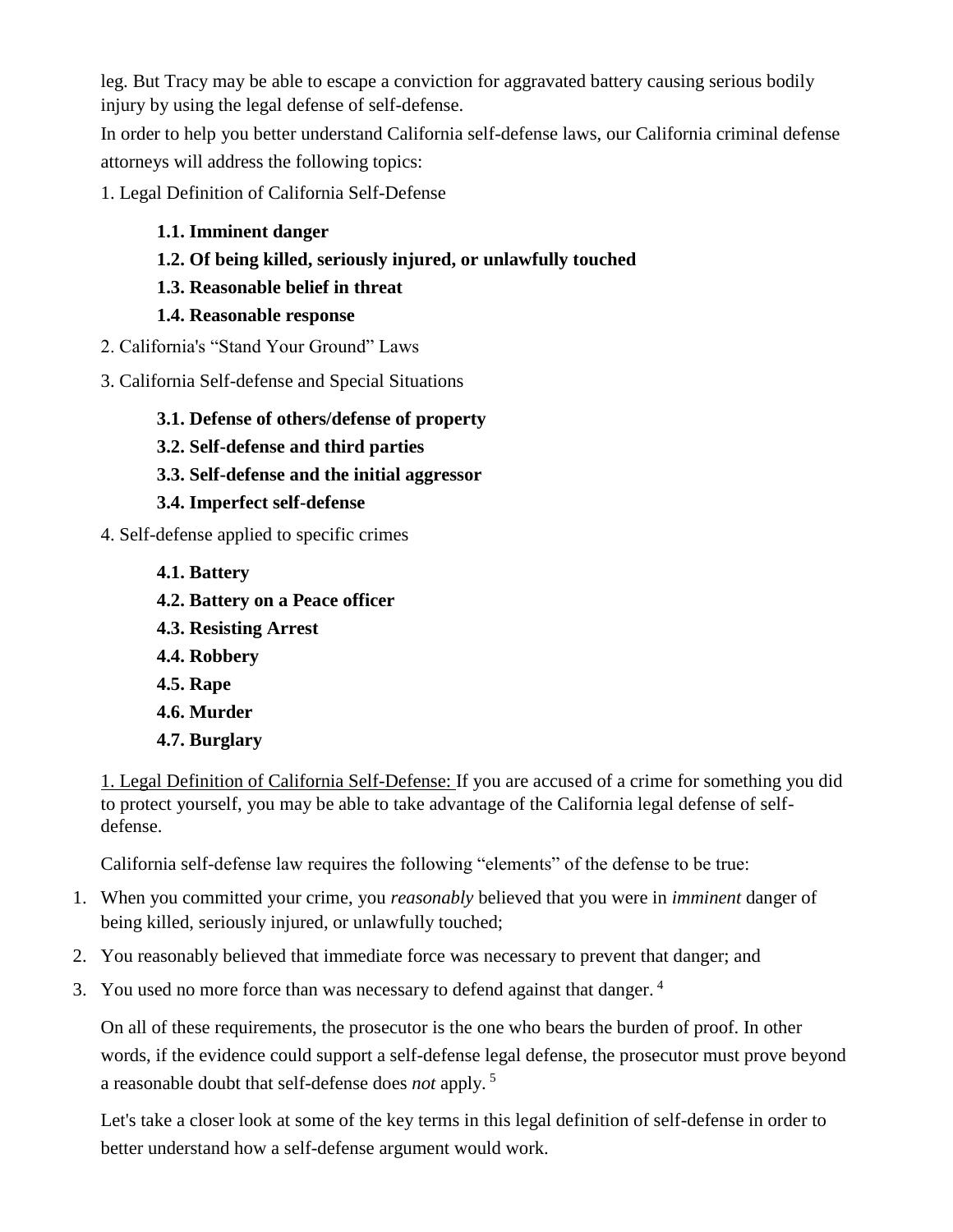leg. But Tracy may be able to escape a conviction for aggravated battery causing serious bodily injury by using the legal defense of self-defense.

In order to help you better understand California self-defense laws, our California criminal defense attorneys will address the following topics:

1. Legal Definition of California Self-Defense
   - **1.1. Imminent danger**
   - **1.2. Of being killed, seriously injured, or unlawfully touched**
   - **1.3. Reasonable belief in threat**
   - **1.4. Reasonable response**
2. California's "Stand Your Ground" Laws
3. California Self-defense and Special Situations
   - **3.1. Defense of others/defense of property**
   - **3.2. Self-defense and third parties**
   - **3.3. Self-defense and the initial aggressor**
   - **3.4. Imperfect self-defense**
4. Self-defense applied to specific crimes
   - **4.1. Battery**
   - **4.2. Battery on a Peace officer**
   - **4.3. Resisting Arrest**
   - **4.4. Robbery**
   - **4.5. Rape**
   - **4.6. Murder**
   - **4.7. Burglary**

<u>1. Legal Definition of California Self-Defense:</u> If you are accused of a crime for something you did to protect yourself, you may be able to take advantage of the California legal defense of self-defense.

California self-defense law requires the following "elements" of the defense to be true:

1. When you committed your crime, you *reasonably* believed that you were in *imminent* danger of being killed, seriously injured, or unlawfully touched;
2. You reasonably believed that immediate force was necessary to prevent that danger; and
3. You used no more force than was necessary to defend against that danger. [4]

On all of these requirements, the prosecutor is the one who bears the burden of proof. In other words, if the evidence could support a self-defense legal defense, the prosecutor must prove beyond a reasonable doubt that self-defense does *not* apply. [5]

Let's take a closer look at some of the key terms in this legal definition of self-defense in order to better understand how a self-defense argument would work.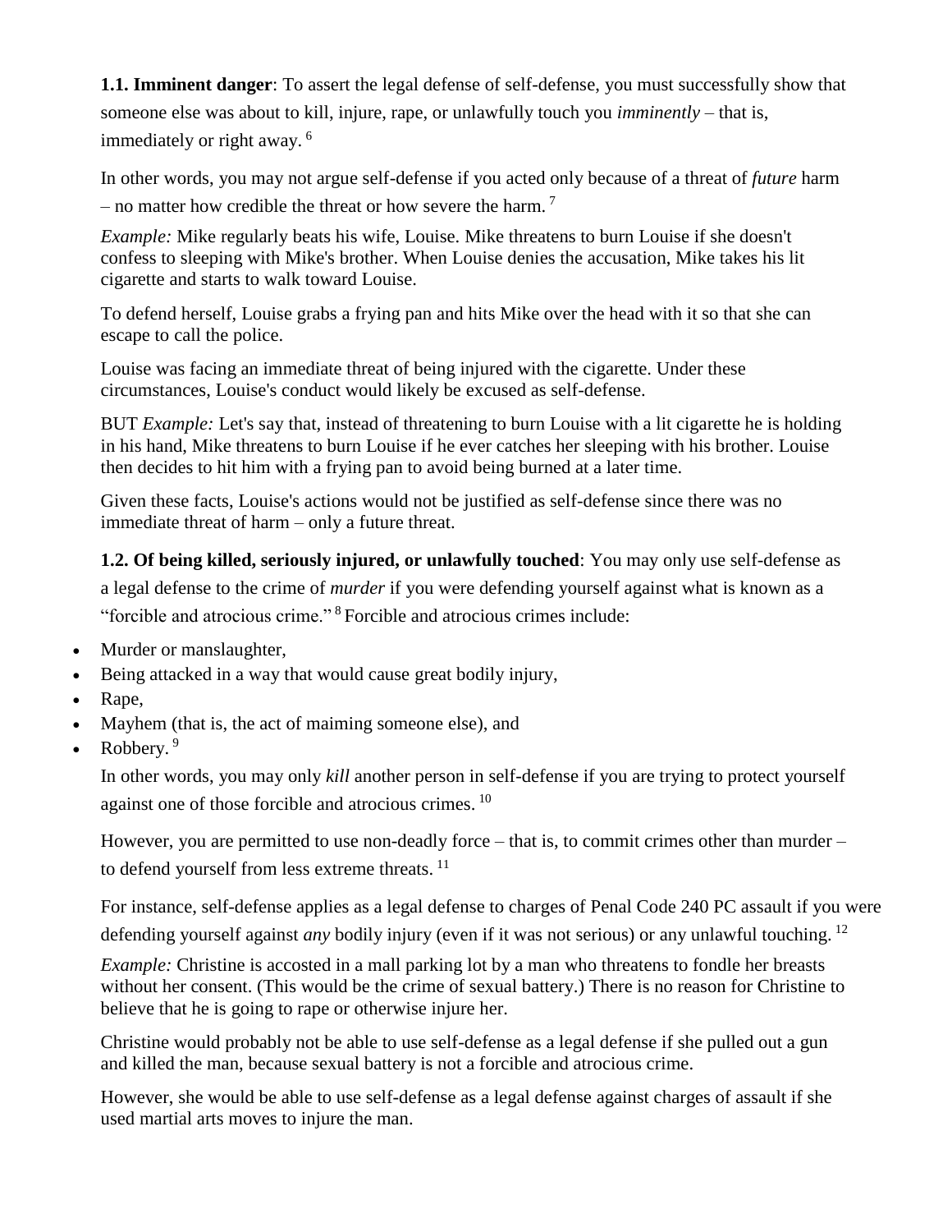**1.1. Imminent danger**: To assert the legal defense of self-defense, you must successfully show that someone else was about to kill, injure, rape, or unlawfully touch you *imminently* – that is, immediately or right away. [6]

In other words, you may not argue self-defense if you acted only because of a threat of *future* harm – no matter how credible the threat or how severe the harm. [7]

*Example:* Mike regularly beats his wife, Louise. Mike threatens to burn Louise if she doesn't confess to sleeping with Mike's brother. When Louise denies the accusation, Mike takes his lit cigarette and starts to walk toward Louise.

To defend herself, Louise grabs a frying pan and hits Mike over the head with it so that she can escape to call the police.

Louise was facing an immediate threat of being injured with the cigarette. Under these circumstances, Louise's conduct would likely be excused as self-defense.

BUT *Example:* Let's say that, instead of threatening to burn Louise with a lit cigarette he is holding in his hand, Mike threatens to burn Louise if he ever catches her sleeping with his brother. Louise then decides to hit him with a frying pan to avoid being burned at a later time.

Given these facts, Louise's actions would not be justified as self-defense since there was no immediate threat of harm – only a future threat.

**1.2. Of being killed, seriously injured, or unlawfully touched**: You may only use self-defense as a legal defense to the crime of *murder* if you were defending yourself against what is known as a "forcible and atrocious crime." [8] Forcible and atrocious crimes include:

- Murder or manslaughter,
- Being attacked in a way that would cause great bodily injury,
- Rape,
- Mayhem (that is, the act of maiming someone else), and
- Robbery. [9]

In other words, you may only *kill* another person in self-defense if you are trying to protect yourself against one of those forcible and atrocious crimes. [10]

However, you are permitted to use non-deadly force – that is, to commit crimes other than murder – to defend yourself from less extreme threats. [11]

For instance, self-defense applies as a legal defense to charges of Penal Code 240 PC assault if you were defending yourself against *any* bodily injury (even if it was not serious) or any unlawful touching. [12]

*Example:* Christine is accosted in a mall parking lot by a man who threatens to fondle her breasts without her consent. (This would be the crime of sexual battery.) There is no reason for Christine to believe that he is going to rape or otherwise injure her.

Christine would probably not be able to use self-defense as a legal defense if she pulled out a gun and killed the man, because sexual battery is not a forcible and atrocious crime.

However, she would be able to use self-defense as a legal defense against charges of assault if she used martial arts moves to injure the man.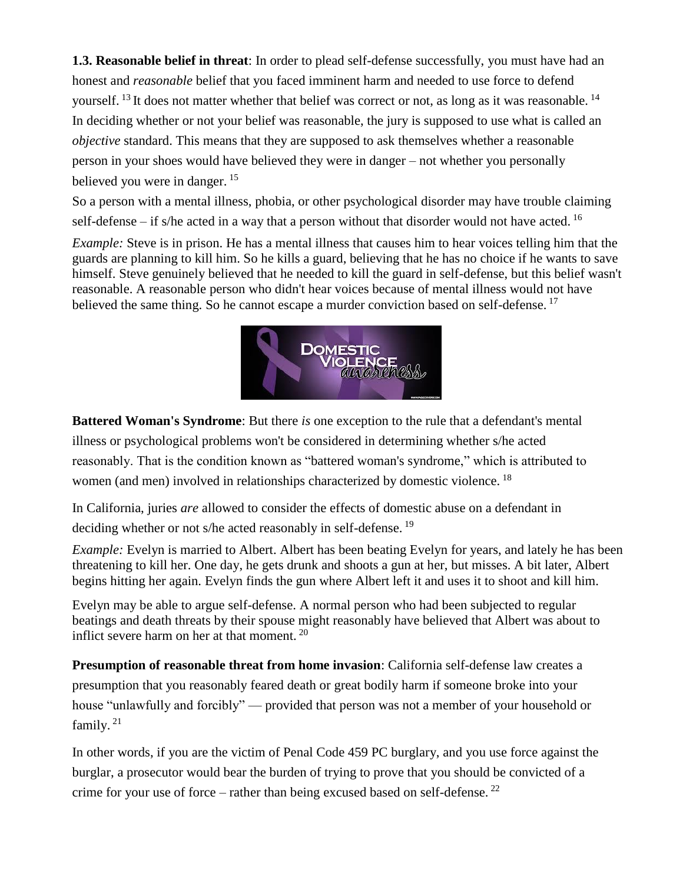**1.3. Reasonable belief in threat**: In order to plead self-defense successfully, you must have had an honest and *reasonable* belief that you faced imminent harm and needed to use force to defend yourself. [13] It does not matter whether that belief was correct or not, as long as it was reasonable. [14] In deciding whether or not your belief was reasonable, the jury is supposed to use what is called an *objective* standard. This means that they are supposed to ask themselves whether a reasonable person in your shoes would have believed they were in danger – not whether you personally believed you were in danger. [15]

So a person with a mental illness, phobia, or other psychological disorder may have trouble claiming self-defense – if s/he acted in a way that a person without that disorder would not have acted. [16]

*Example:* Steve is in prison. He has a mental illness that causes him to hear voices telling him that the guards are planning to kill him. So he kills a guard, believing that he has no choice if he wants to save himself. Steve genuinely believed that he needed to kill the guard in self-defense, but this belief wasn't reasonable. A reasonable person who didn't hear voices because of mental illness would not have believed the same thing. So he cannot escape a murder conviction based on self-defense. [17]

**Battered Woman's Syndrome**: But there *is* one exception to the rule that a defendant's mental illness or psychological problems won't be considered in determining whether s/he acted reasonably. That is the condition known as "battered woman's syndrome," which is attributed to women (and men) involved in relationships characterized by domestic violence. [18]

In California, juries *are* allowed to consider the effects of domestic abuse on a defendant in deciding whether or not s/he acted reasonably in self-defense. [19]

*Example:* Evelyn is married to Albert. Albert has been beating Evelyn for years, and lately he has been threatening to kill her. One day, he gets drunk and shoots a gun at her, but misses. A bit later, Albert begins hitting her again. Evelyn finds the gun where Albert left it and uses it to shoot and kill him.

Evelyn may be able to argue self-defense. A normal person who had been subjected to regular beatings and death threats by their spouse might reasonably have believed that Albert was about to inflict severe harm on her at that moment. [20]

**Presumption of reasonable threat from home invasion**: California self-defense law creates a presumption that you reasonably feared death or great bodily harm if someone broke into your house "unlawfully and forcibly" — provided that person was not a member of your household or family. [21]

In other words, if you are the victim of Penal Code 459 PC burglary, and you use force against the burglar, a prosecutor would bear the burden of trying to prove that you should be convicted of a crime for your use of force – rather than being excused based on self-defense. [22]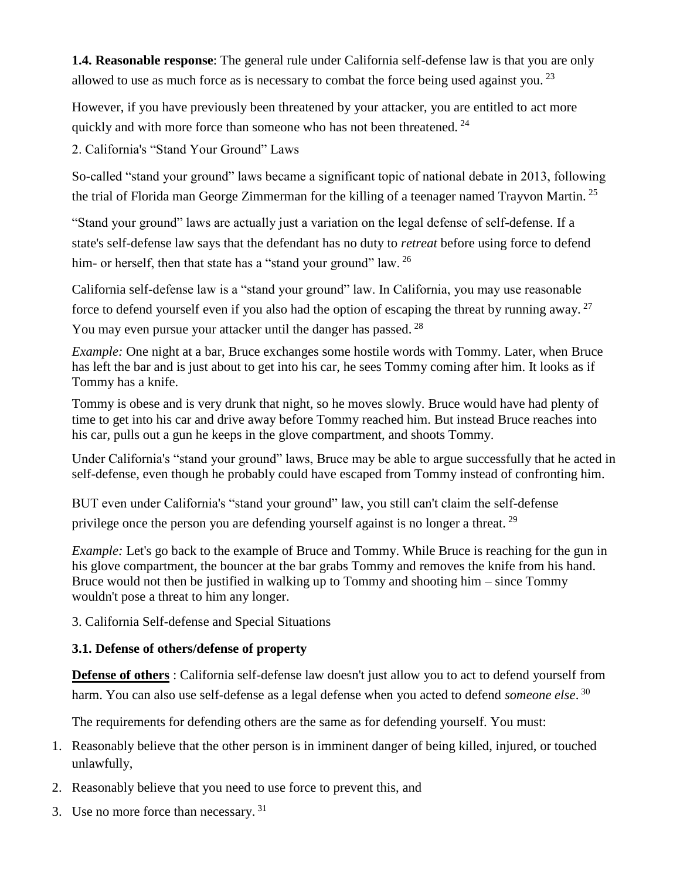**1.4. Reasonable response**: The general rule under California self-defense law is that you are only allowed to use as much force as is necessary to combat the force being used against you. [23]

However, if you have previously been threatened by your attacker, you are entitled to act more quickly and with more force than someone who has not been threatened. [24]

## 2. California's "Stand Your Ground" Laws

So-called "stand your ground" laws became a significant topic of national debate in 2013, following the trial of Florida man George Zimmerman for the killing of a teenager named Trayvon Martin. [25]

"Stand your ground" laws are actually just a variation on the legal defense of self-defense. If a state's self-defense law says that the defendant has no duty to *retreat* before using force to defend him- or herself, then that state has a "stand your ground" law. [26]

California self-defense law is a "stand your ground" law. In California, you may use reasonable force to defend yourself even if you also had the option of escaping the threat by running away. [27] You may even pursue your attacker until the danger has passed. [28]

*Example:* One night at a bar, Bruce exchanges some hostile words with Tommy. Later, when Bruce has left the bar and is just about to get into his car, he sees Tommy coming after him. It looks as if Tommy has a knife.

Tommy is obese and is very drunk that night, so he moves slowly. Bruce would have had plenty of time to get into his car and drive away before Tommy reached him. But instead Bruce reaches into his car, pulls out a gun he keeps in the glove compartment, and shoots Tommy.

Under California's "stand your ground" laws, Bruce may be able to argue successfully that he acted in self-defense, even though he probably could have escaped from Tommy instead of confronting him.

BUT even under California's "stand your ground" law, you still can't claim the self-defense privilege once the person you are defending yourself against is no longer a threat. [29]

*Example:* Let's go back to the example of Bruce and Tommy. While Bruce is reaching for the gun in his glove compartment, the bouncer at the bar grabs Tommy and removes the knife from his hand. Bruce would not then be justified in walking up to Tommy and shooting him – since Tommy wouldn't pose a threat to him any longer.

## 3. California Self-defense and Special Situations

### 3.1. Defense of others/defense of property

**Defense of others** : California self-defense law doesn't just allow you to act to defend yourself from harm. You can also use self-defense as a legal defense when you acted to defend *someone else*. [30]

The requirements for defending others are the same as for defending yourself. You must:

1. Reasonably believe that the other person is in imminent danger of being killed, injured, or touched unlawfully,
2. Reasonably believe that you need to use force to prevent this, and
3. Use no more force than necessary. [31]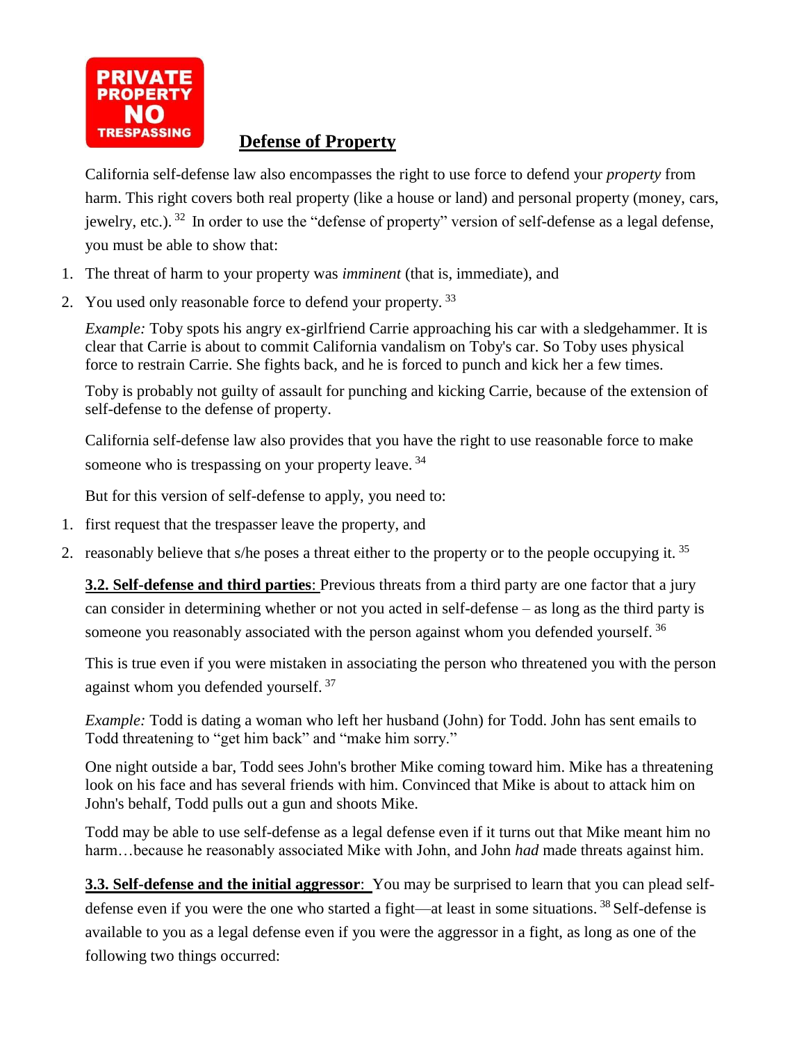## Defense of Property

California self-defense law also encompasses the right to use force to defend your *property* from harm. This right covers both real property (like a house or land) and personal property (money, cars, jewelry, etc.).[32] In order to use the "defense of property" version of self-defense as a legal defense, you must be able to show that:

1. The threat of harm to your property was *imminent* (that is, immediate), and
2. You used only reasonable force to defend your property.[33]

*Example:* Toby spots his angry ex-girlfriend Carrie approaching his car with a sledgehammer. It is clear that Carrie is about to commit California vandalism on Toby's car. So Toby uses physical force to restrain Carrie. She fights back, and he is forced to punch and kick her a few times.

Toby is probably not guilty of assault for punching and kicking Carrie, because of the extension of self-defense to the defense of property.

California self-defense law also provides that you have the right to use reasonable force to make someone who is trespassing on your property leave.[34]

But for this version of self-defense to apply, you need to:

1. first request that the trespasser leave the property, and
2. reasonably believe that s/he poses a threat either to the property or to the people occupying it.[35]

**3.2. Self-defense and third parties**: Previous threats from a third party are one factor that a jury can consider in determining whether or not you acted in self-defense – as long as the third party is someone you reasonably associated with the person against whom you defended yourself.[36]

This is true even if you were mistaken in associating the person who threatened you with the person against whom you defended yourself.[37]

*Example:* Todd is dating a woman who left her husband (John) for Todd. John has sent emails to Todd threatening to "get him back" and "make him sorry."

One night outside a bar, Todd sees John's brother Mike coming toward him. Mike has a threatening look on his face and has several friends with him. Convinced that Mike is about to attack him on John's behalf, Todd pulls out a gun and shoots Mike.

Todd may be able to use self-defense as a legal defense even if it turns out that Mike meant him no harm…because he reasonably associated Mike with John, and John *had* made threats against him.

**3.3. Self-defense and the initial aggressor**: You may be surprised to learn that you can plead self-defense even if you were the one who started a fight—at least in some situations.[38] Self-defense is available to you as a legal defense even if you were the aggressor in a fight, as long as one of the following two things occurred: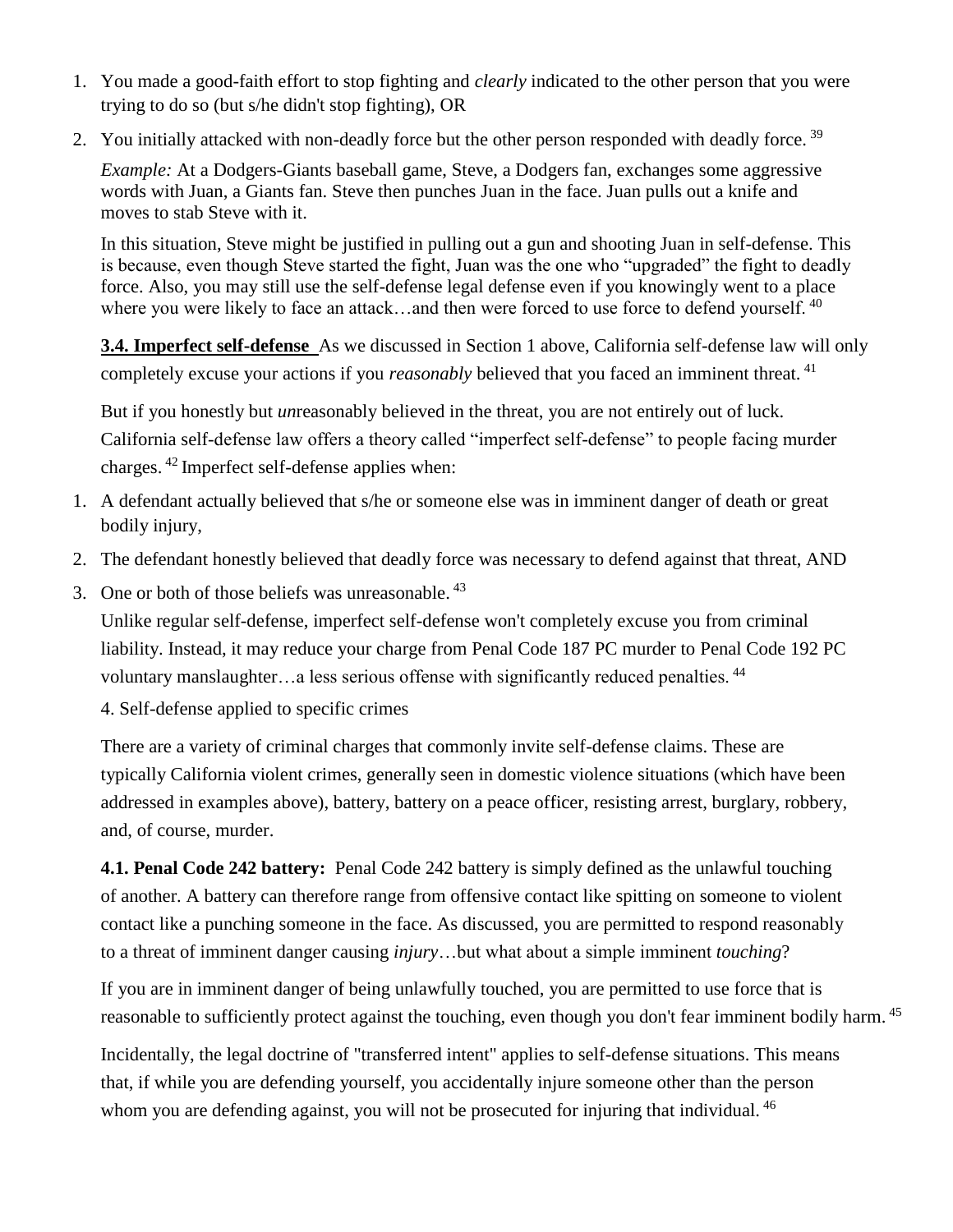1. You made a good-faith effort to stop fighting and *clearly* indicated to the other person that you were trying to do so (but s/he didn't stop fighting), OR
2. You initially attacked with non-deadly force but the other person responded with deadly force. [39]

   *Example:* At a Dodgers-Giants baseball game, Steve, a Dodgers fan, exchanges some aggressive words with Juan, a Giants fan. Steve then punches Juan in the face. Juan pulls out a knife and moves to stab Steve with it.

   In this situation, Steve might be justified in pulling out a gun and shooting Juan in self-defense. This is because, even though Steve started the fight, Juan was the one who "upgraded" the fight to deadly force. Also, you may still use the self-defense legal defense even if you knowingly went to a place where you were likely to face an attack…and then were forced to use force to defend yourself. [40]

**3.4. Imperfect self-defense** As we discussed in Section 1 above, California self-defense law will only completely excuse your actions if you *reasonably* believed that you faced an imminent threat. [41]

But if you honestly but *un*reasonably believed in the threat, you are not entirely out of luck. California self-defense law offers a theory called "imperfect self-defense" to people facing murder charges. [42] Imperfect self-defense applies when:

1. A defendant actually believed that s/he or someone else was in imminent danger of death or great bodily injury,
2. The defendant honestly believed that deadly force was necessary to defend against that threat, AND
3. One or both of those beliefs was unreasonable. [43]

Unlike regular self-defense, imperfect self-defense won't completely excuse you from criminal liability. Instead, it may reduce your charge from Penal Code 187 PC murder to Penal Code 192 PC voluntary manslaughter…a less serious offense with significantly reduced penalties. [44]

4. Self-defense applied to specific crimes

There are a variety of criminal charges that commonly invite self-defense claims. These are typically California violent crimes, generally seen in domestic violence situations (which have been addressed in examples above), battery, battery on a peace officer, resisting arrest, burglary, robbery, and, of course, murder.

**4.1. Penal Code 242 battery:** Penal Code 242 battery is simply defined as the unlawful touching of another. A battery can therefore range from offensive contact like spitting on someone to violent contact like a punching someone in the face. As discussed, you are permitted to respond reasonably to a threat of imminent danger causing *injury*…but what about a simple imminent *touching*?

If you are in imminent danger of being unlawfully touched, you are permitted to use force that is reasonable to sufficiently protect against the touching, even though you don't fear imminent bodily harm. [45]

Incidentally, the legal doctrine of "transferred intent" applies to self-defense situations. This means that, if while you are defending yourself, you accidentally injure someone other than the person whom you are defending against, you will not be prosecuted for injuring that individual. [46]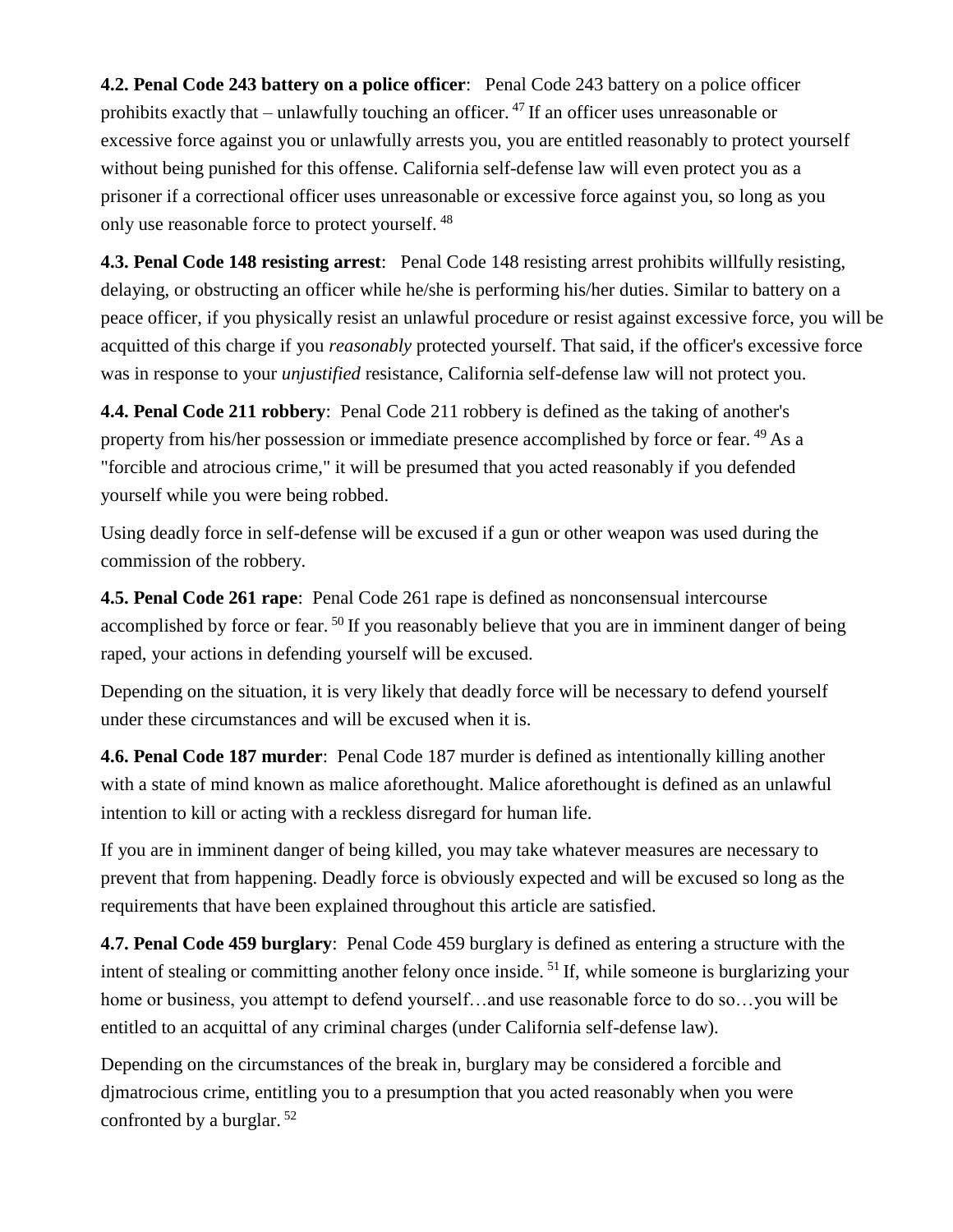**4.2. Penal Code 243 battery on a police officer**: Penal Code 243 battery on a police officer prohibits exactly that – unlawfully touching an officer. [47] If an officer uses unreasonable or excessive force against you or unlawfully arrests you, you are entitled reasonably to protect yourself without being punished for this offense. California self-defense law will even protect you as a prisoner if a correctional officer uses unreasonable or excessive force against you, so long as you only use reasonable force to protect yourself. [48]

**4.3. Penal Code 148 resisting arrest**: Penal Code 148 resisting arrest prohibits willfully resisting, delaying, or obstructing an officer while he/she is performing his/her duties. Similar to battery on a peace officer, if you physically resist an unlawful procedure or resist against excessive force, you will be acquitted of this charge if you *reasonably* protected yourself. That said, if the officer's excessive force was in response to your *unjustified* resistance, California self-defense law will not protect you.

**4.4. Penal Code 211 robbery**: Penal Code 211 robbery is defined as the taking of another's property from his/her possession or immediate presence accomplished by force or fear. [49] As a "forcible and atrocious crime," it will be presumed that you acted reasonably if you defended yourself while you were being robbed.

Using deadly force in self-defense will be excused if a gun or other weapon was used during the commission of the robbery.

**4.5. Penal Code 261 rape**: Penal Code 261 rape is defined as nonconsensual intercourse accomplished by force or fear. [50] If you reasonably believe that you are in imminent danger of being raped, your actions in defending yourself will be excused.

Depending on the situation, it is very likely that deadly force will be necessary to defend yourself under these circumstances and will be excused when it is.

**4.6. Penal Code 187 murder**: Penal Code 187 murder is defined as intentionally killing another with a state of mind known as malice aforethought. Malice aforethought is defined as an unlawful intention to kill or acting with a reckless disregard for human life.

If you are in imminent danger of being killed, you may take whatever measures are necessary to prevent that from happening. Deadly force is obviously expected and will be excused so long as the requirements that have been explained throughout this article are satisfied.

**4.7. Penal Code 459 burglary**: Penal Code 459 burglary is defined as entering a structure with the intent of stealing or committing another felony once inside. [51] If, while someone is burglarizing your home or business, you attempt to defend yourself…and use reasonable force to do so…you will be entitled to an acquittal of any criminal charges (under California self-defense law).

Depending on the circumstances of the break in, burglary may be considered a forcible and djmatrocious crime, entitling you to a presumption that you acted reasonably when you were confronted by a burglar. [52]